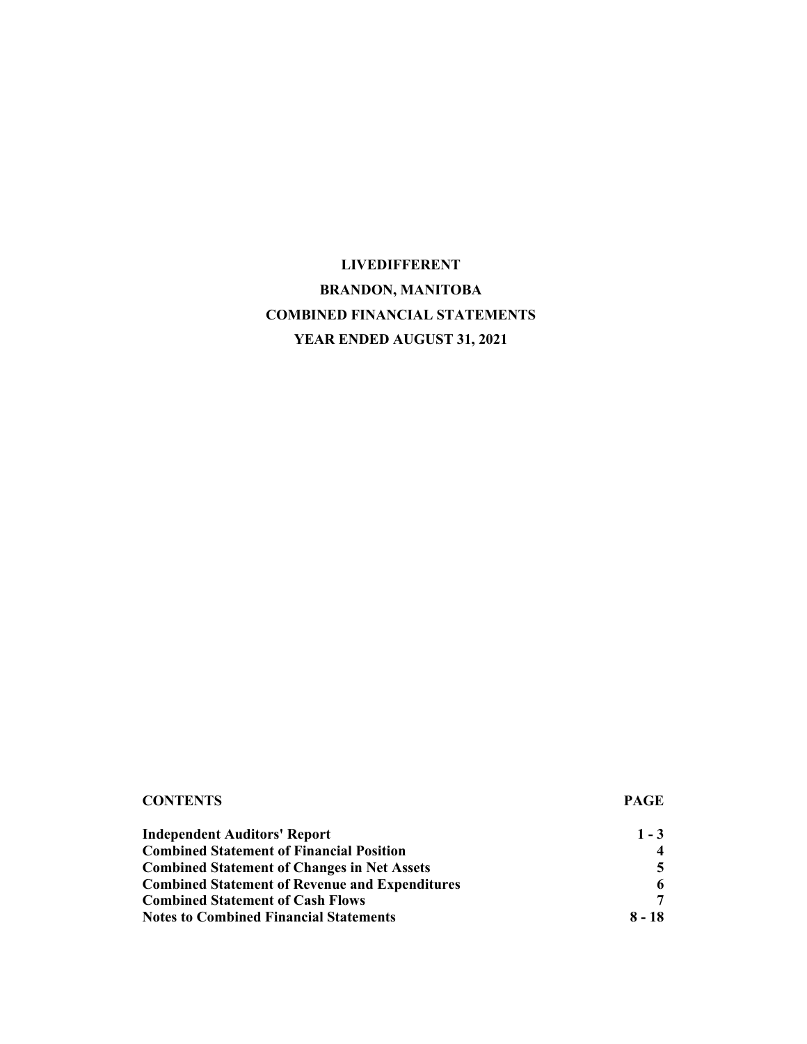# LIVEDIFFERENT

## BRANDON, MANITOBA

## COMBINED FINANCIAL STATEMENTS

## YEAR ENDED AUGUST 31, 2021

| CONTENTS | PAGE |
| --- | --- |
| **Independent Auditors' Report** | **1 - 3** |
| **Combined Statement of Financial Position** | **4** |
| **Combined Statement of Changes in Net Assets** | **5** |
| **Combined Statement of Revenue and Expenditures** | **6** |
| **Combined Statement of Cash Flows** | **7** |
| **Notes to Combined Financial Statements** | **8 - 18** |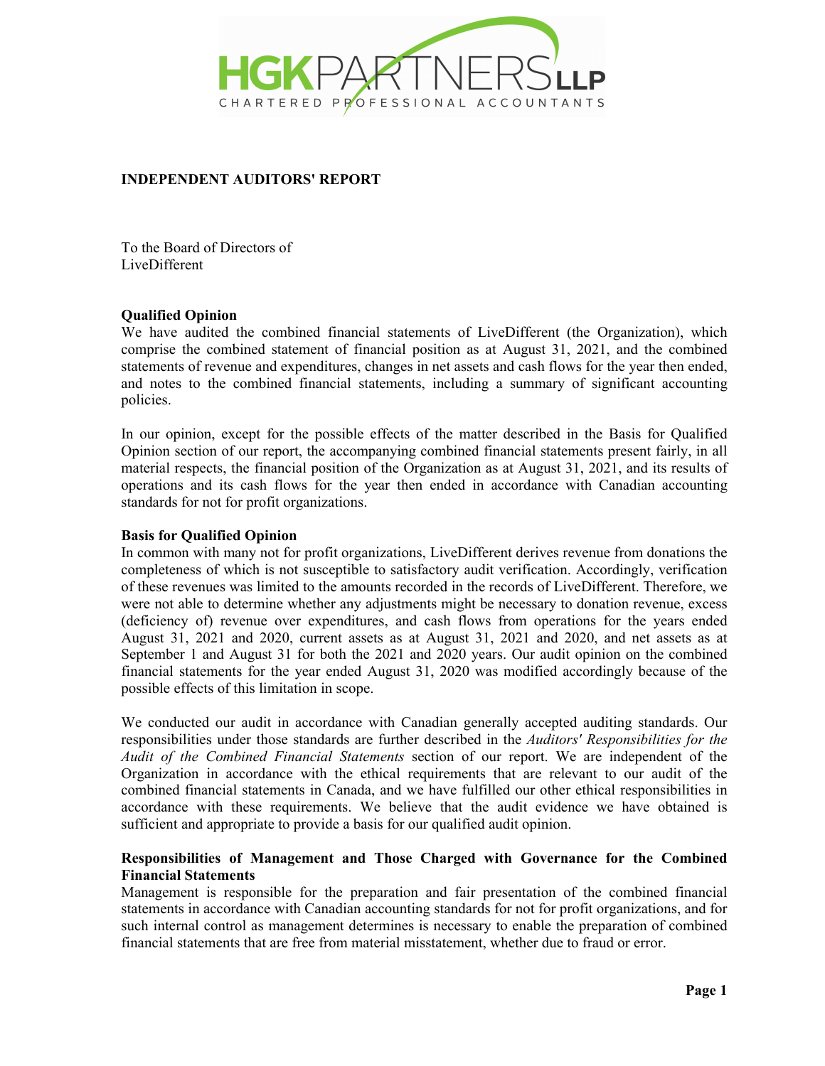# INDEPENDENT AUDITORS' REPORT

To the Board of Directors of
LiveDifferent

**Qualified Opinion**

We have audited the combined financial statements of LiveDifferent (the Organization), which comprise the combined statement of financial position as at August 31, 2021, and the combined statements of revenue and expenditures, changes in net assets and cash flows for the year then ended, and notes to the combined financial statements, including a summary of significant accounting policies.

In our opinion, except for the possible effects of the matter described in the Basis for Qualified Opinion section of our report, the accompanying combined financial statements present fairly, in all material respects, the financial position of the Organization as at August 31, 2021, and its results of operations and its cash flows for the year then ended in accordance with Canadian accounting standards for not for profit organizations.

**Basis for Qualified Opinion**

In common with many not for profit organizations, LiveDifferent derives revenue from donations the completeness of which is not susceptible to satisfactory audit verification. Accordingly, verification of these revenues was limited to the amounts recorded in the records of LiveDifferent. Therefore, we were not able to determine whether any adjustments might be necessary to donation revenue, excess (deficiency of) revenue over expenditures, and cash flows from operations for the years ended August 31, 2021 and 2020, current assets as at August 31, 2021 and 2020, and net assets as at September 1 and August 31 for both the 2021 and 2020 years. Our audit opinion on the combined financial statements for the year ended August 31, 2020 was modified accordingly because of the possible effects of this limitation in scope.

We conducted our audit in accordance with Canadian generally accepted auditing standards. Our responsibilities under those standards are further described in the *Auditors' Responsibilities for the Audit of the Combined Financial Statements* section of our report. We are independent of the Organization in accordance with the ethical requirements that are relevant to our audit of the combined financial statements in Canada, and we have fulfilled our other ethical responsibilities in accordance with these requirements. We believe that the audit evidence we have obtained is sufficient and appropriate to provide a basis for our qualified audit opinion.

**Responsibilities of Management and Those Charged with Governance for the Combined Financial Statements**

Management is responsible for the preparation and fair presentation of the combined financial statements in accordance with Canadian accounting standards for not for profit organizations, and for such internal control as management determines is necessary to enable the preparation of combined financial statements that are free from material misstatement, whether due to fraud or error.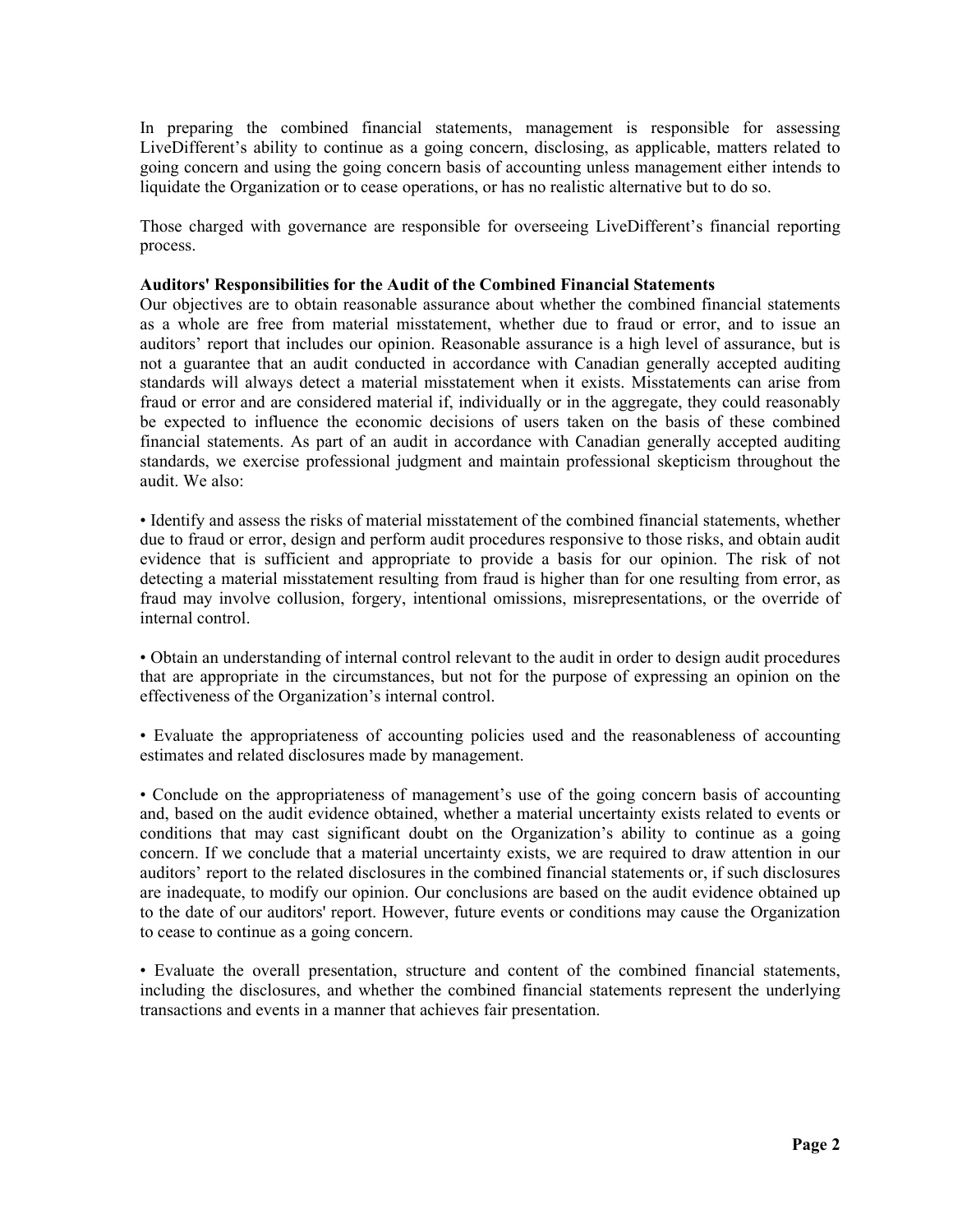In preparing the combined financial statements, management is responsible for assessing LiveDifferent's ability to continue as a going concern, disclosing, as applicable, matters related to going concern and using the going concern basis of accounting unless management either intends to liquidate the Organization or to cease operations, or has no realistic alternative but to do so.

Those charged with governance are responsible for overseeing LiveDifferent's financial reporting process.

**Auditors' Responsibilities for the Audit of the Combined Financial Statements**

Our objectives are to obtain reasonable assurance about whether the combined financial statements as a whole are free from material misstatement, whether due to fraud or error, and to issue an auditors' report that includes our opinion. Reasonable assurance is a high level of assurance, but is not a guarantee that an audit conducted in accordance with Canadian generally accepted auditing standards will always detect a material misstatement when it exists. Misstatements can arise from fraud or error and are considered material if, individually or in the aggregate, they could reasonably be expected to influence the economic decisions of users taken on the basis of these combined financial statements. As part of an audit in accordance with Canadian generally accepted auditing standards, we exercise professional judgment and maintain professional skepticism throughout the audit. We also:

• Identify and assess the risks of material misstatement of the combined financial statements, whether due to fraud or error, design and perform audit procedures responsive to those risks, and obtain audit evidence that is sufficient and appropriate to provide a basis for our opinion. The risk of not detecting a material misstatement resulting from fraud is higher than for one resulting from error, as fraud may involve collusion, forgery, intentional omissions, misrepresentations, or the override of internal control.

• Obtain an understanding of internal control relevant to the audit in order to design audit procedures that are appropriate in the circumstances, but not for the purpose of expressing an opinion on the effectiveness of the Organization's internal control.

• Evaluate the appropriateness of accounting policies used and the reasonableness of accounting estimates and related disclosures made by management.

• Conclude on the appropriateness of management's use of the going concern basis of accounting and, based on the audit evidence obtained, whether a material uncertainty exists related to events or conditions that may cast significant doubt on the Organization's ability to continue as a going concern. If we conclude that a material uncertainty exists, we are required to draw attention in our auditors' report to the related disclosures in the combined financial statements or, if such disclosures are inadequate, to modify our opinion. Our conclusions are based on the audit evidence obtained up to the date of our auditors' report. However, future events or conditions may cause the Organization to cease to continue as a going concern.

• Evaluate the overall presentation, structure and content of the combined financial statements, including the disclosures, and whether the combined financial statements represent the underlying transactions and events in a manner that achieves fair presentation.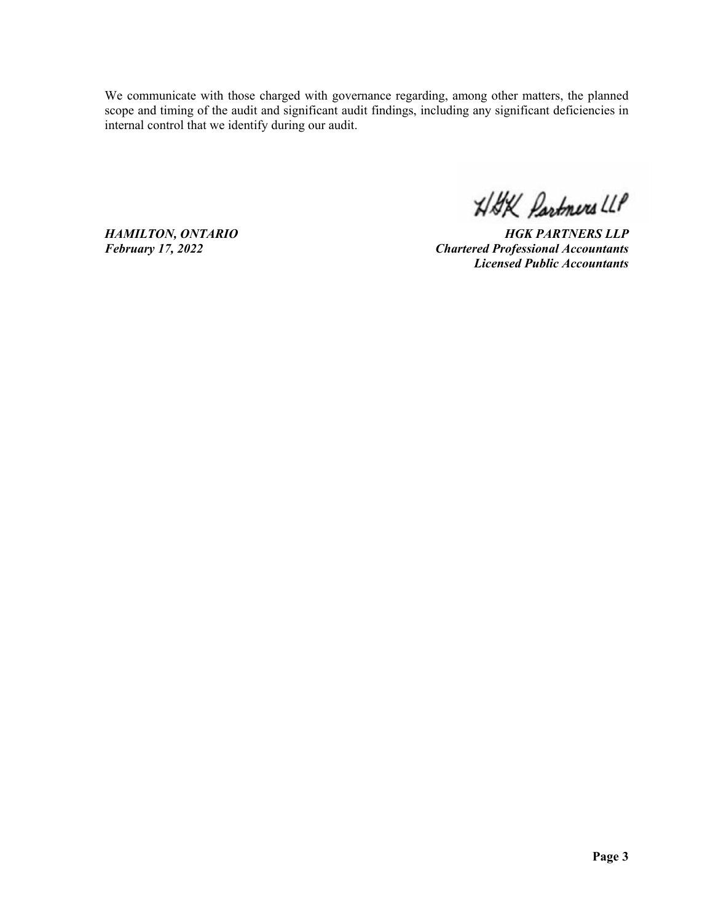We communicate with those charged with governance regarding, among other matters, the planned scope and timing of the audit and significant audit findings, including any significant deficiencies in internal control that we identify during our audit.

HGK Partners LLP

***HAMILTON, ONTARIO***
***February 17, 2022***

***HGK PARTNERS LLP***
***Chartered Professional Accountants***
***Licensed Public Accountants***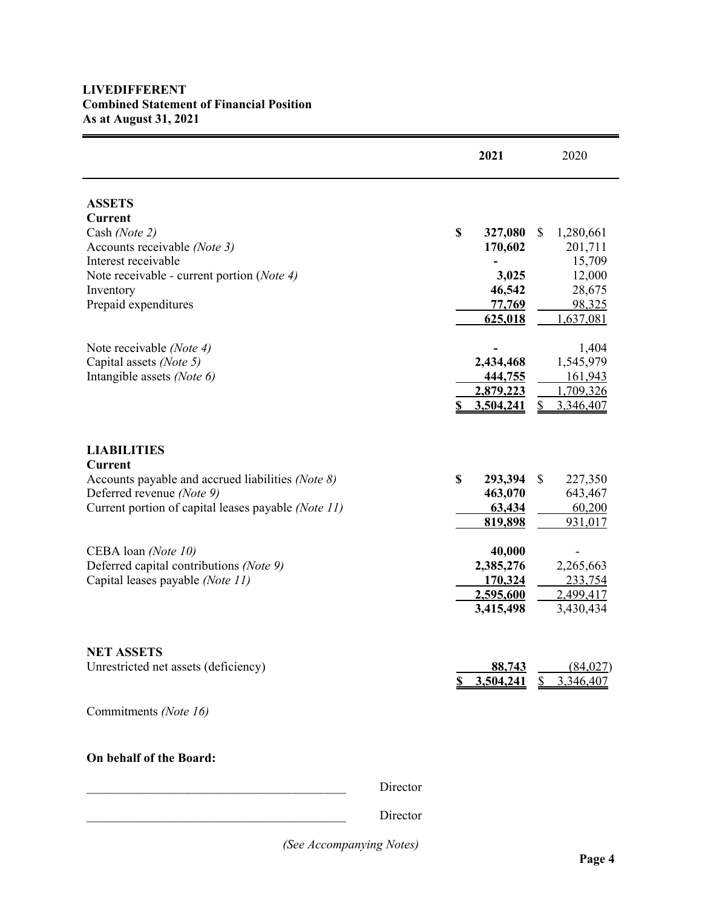**LIVEDIFFERENT**
**Combined Statement of Financial Position**
**As at August 31, 2021**

| | **2021** | 2020 |
|---|---|---|
| **ASSETS** | | |
| **Current** | | |
| Cash *(Note 2)* | **$ 327,080** | $ 1,280,661 |
| Accounts receivable *(Note 3)* | **170,602** | 201,711 |
| Interest receivable | **-** | 15,709 |
| Note receivable - current portion (*Note 4)* | **3,025** | 12,000 |
| Inventory | **46,542** | 28,675 |
| Prepaid expenditures | **77,769** | 98,325 |
| | **625,018** | 1,637,081 |
| Note receivable *(Note 4)* | **-** | 1,404 |
| Capital assets *(Note 5)* | **2,434,468** | 1,545,979 |
| Intangible assets *(Note 6)* | **444,755** | 161,943 |
| | **2,879,223** | 1,709,326 |
| | **$ 3,504,241** | $ 3,346,407 |
| **LIABILITIES** | | |
| **Current** | | |
| Accounts payable and accrued liabilities *(Note 8)* | **$ 293,394** | $ 227,350 |
| Deferred revenue *(Note 9)* | **463,070** | 643,467 |
| Current portion of capital leases payable *(Note 11)* | **63,434** | 60,200 |
| | **819,898** | 931,017 |
| CEBA loan *(Note 10)* | **40,000** | - |
| Deferred capital contributions *(Note 9)* | **2,385,276** | 2,265,663 |
| Capital leases payable *(Note 11)* | **170,324** | 233,754 |
| | **2,595,600** | 2,499,417 |
| | **3,415,498** | 3,430,434 |
| **NET ASSETS** | | |
| Unrestricted net assets (deficiency) | **88,743** | (84,027) |
| | **$ 3,504,241** | $ 3,346,407 |

Commitments *(Note 16)*

**On behalf of the Board:**

___________________________________ Director

___________________________________ Director

*(See Accompanying Notes)*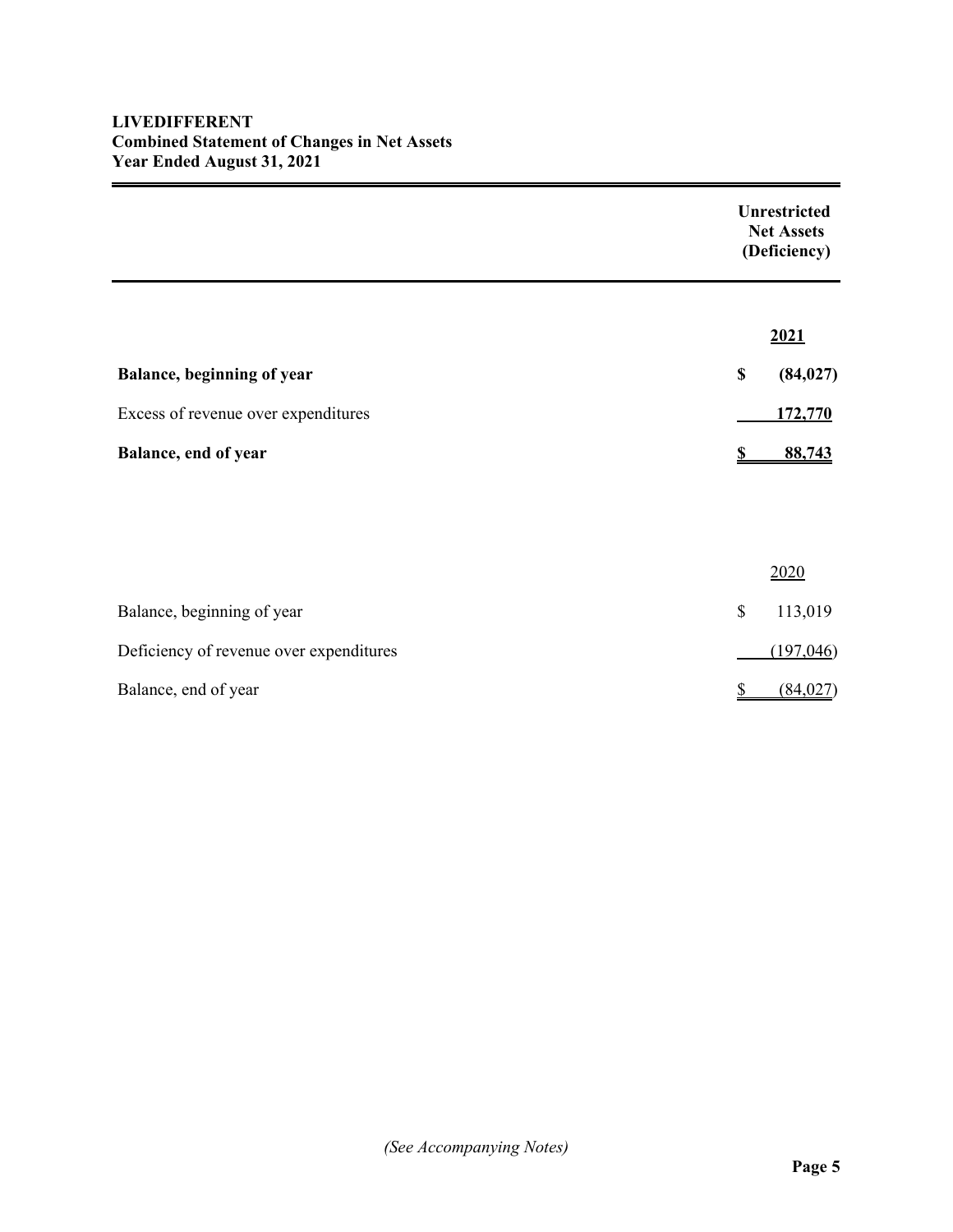**LIVEDIFFERENT**
**Combined Statement of Changes in Net Assets**
**Year Ended August 31, 2021**

| | Unrestricted Net Assets (Deficiency) |
|---|---|
| | **2021** |
| **Balance, beginning of year** | **$ (84,027)** |
| Excess of revenue over expenditures | **172,770** |
| **Balance, end of year** | **$ 88,743** |

| | Unrestricted Net Assets (Deficiency) |
|---|---|
| | 2020 |
| Balance, beginning of year | $ 113,019 |
| Deficiency of revenue over expenditures | (197,046) |
| Balance, end of year | $ (84,027) |

*(See Accompanying Notes)*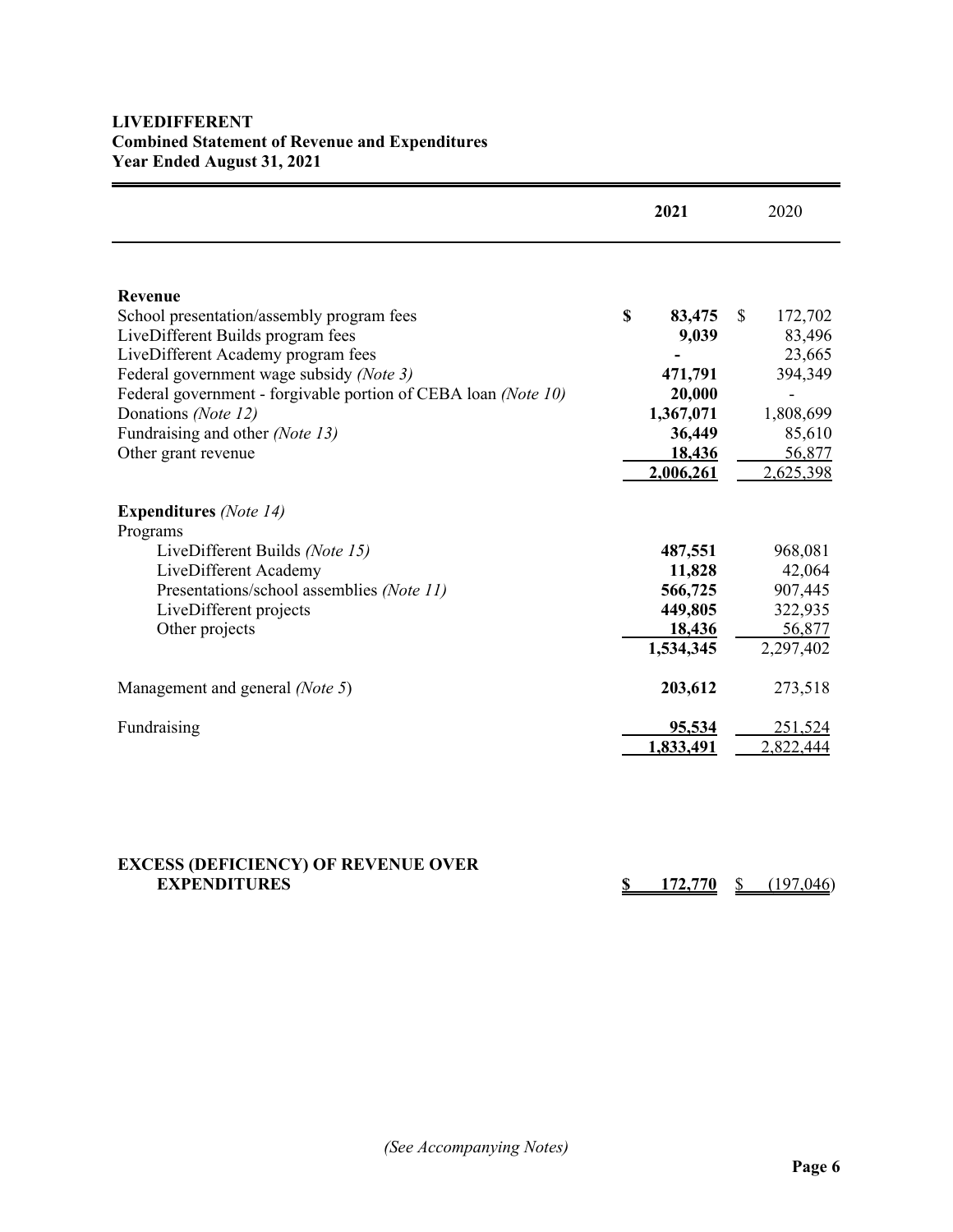**LIVEDIFFERENT**
**Combined Statement of Revenue and Expenditures**
**Year Ended August 31, 2021**

| | 2021 | 2020 |
|---|---|---|
| **Revenue** | | |
| School presentation/assembly program fees | **$ 83,475** | $ 172,702 |
| LiveDifferent Builds program fees | **9,039** | 83,496 |
| LiveDifferent Academy program fees | **-** | 23,665 |
| Federal government wage subsidy *(Note 3)* | **471,791** | 394,349 |
| Federal government - forgivable portion of CEBA loan *(Note 10)* | **20,000** | - |
| Donations *(Note 12)* | **1,367,071** | 1,808,699 |
| Fundraising and other *(Note 13)* | **36,449** | 85,610 |
| Other grant revenue | **18,436** | 56,877 |
| | **2,006,261** | 2,625,398 |
| **Expenditures** *(Note 14)* | | |
| Programs | | |
| LiveDifferent Builds *(Note 15)* | **487,551** | 968,081 |
| LiveDifferent Academy | **11,828** | 42,064 |
| Presentations/school assemblies *(Note 11)* | **566,725** | 907,445 |
| LiveDifferent projects | **449,805** | 322,935 |
| Other projects | **18,436** | 56,877 |
| | **1,534,345** | 2,297,402 |
| Management and general *(Note 5)* | **203,612** | 273,518 |
| Fundraising | **95,534** | 251,524 |
| | **1,833,491** | 2,822,444 |
| **EXCESS (DEFICIENCY) OF REVENUE OVER EXPENDITURES** | **$ 172,770** | $ (197,046) |

*(See Accompanying Notes)*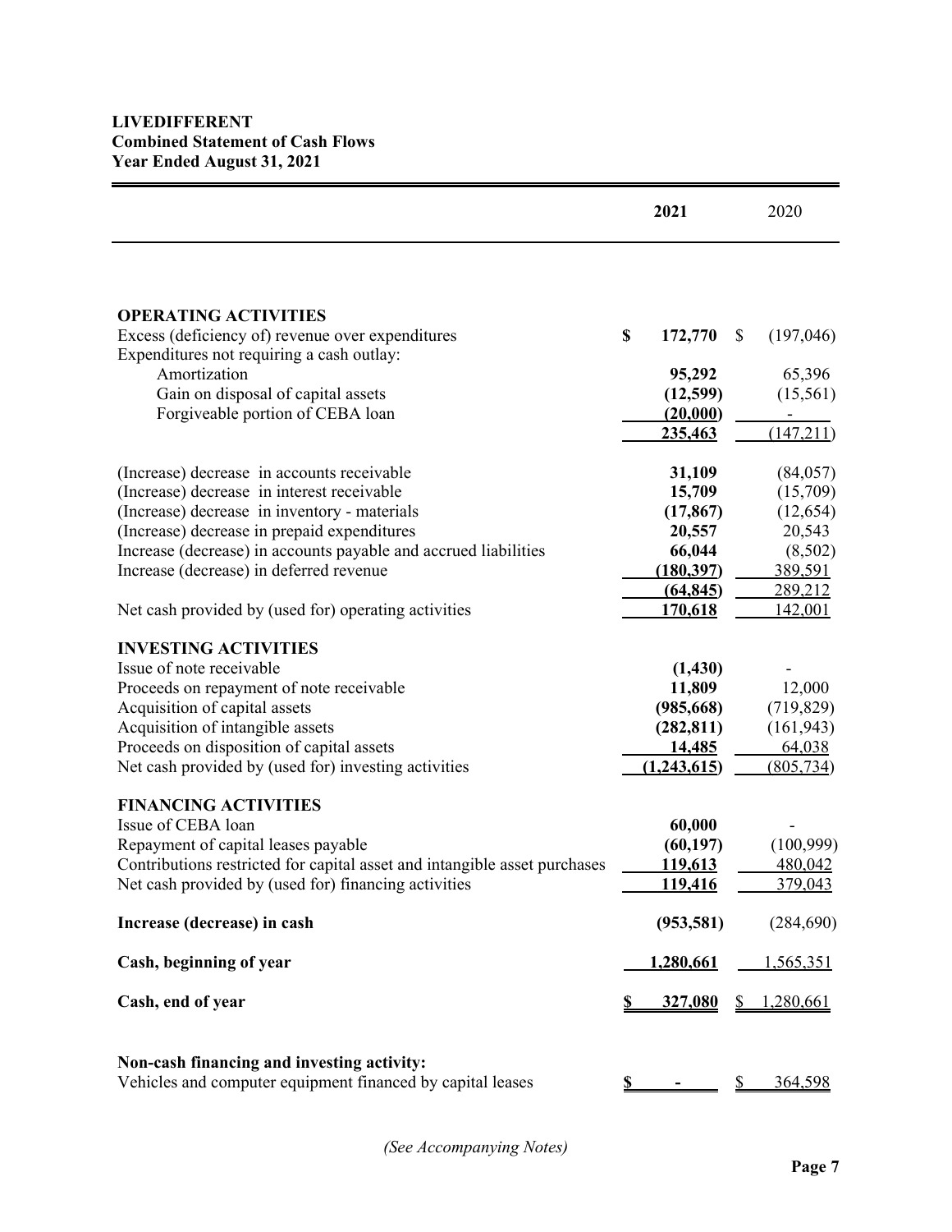**LIVEDIFFERENT**
**Combined Statement of Cash Flows**
**Year Ended August 31, 2021**

| | **2021** | 2020 |
|---|---|---|
| **OPERATING ACTIVITIES** | | |
| Excess (deficiency of) revenue over expenditures | **$ 172,770** | $ (197,046) |
| Expenditures not requiring a cash outlay: | | |
| Amortization | **95,292** | 65,396 |
| Gain on disposal of capital assets | **(12,599)** | (15,561) |
| Forgiveable portion of CEBA loan | **(20,000)** | - |
| | **235,463** | (147,211) |
| (Increase) decrease in accounts receivable | **31,109** | (84,057) |
| (Increase) decrease in interest receivable | **15,709** | (15,709) |
| (Increase) decrease in inventory - materials | **(17,867)** | (12,654) |
| (Increase) decrease in prepaid expenditures | **20,557** | 20,543 |
| Increase (decrease) in accounts payable and accrued liabilities | **66,044** | (8,502) |
| Increase (decrease) in deferred revenue | **(180,397)** | 389,591 |
| | **(64,845)** | 289,212 |
| Net cash provided by (used for) operating activities | **170,618** | 142,001 |
| **INVESTING ACTIVITIES** | | |
| Issue of note receivable | **(1,430)** | - |
| Proceeds on repayment of note receivable | **11,809** | 12,000 |
| Acquisition of capital assets | **(985,668)** | (719,829) |
| Acquisition of intangible assets | **(282,811)** | (161,943) |
| Proceeds on disposition of capital assets | **14,485** | 64,038 |
| Net cash provided by (used for) investing activities | **(1,243,615)** | (805,734) |
| **FINANCING ACTIVITIES** | | |
| Issue of CEBA loan | **60,000** | - |
| Repayment of capital leases payable | **(60,197)** | (100,999) |
| Contributions restricted for capital asset and intangible asset purchases | **119,613** | 480,042 |
| Net cash provided by (used for) financing activities | **119,416** | 379,043 |
| **Increase (decrease) in cash** | **(953,581)** | (284,690) |
| **Cash, beginning of year** | **1,280,661** | 1,565,351 |
| **Cash, end of year** | **$ 327,080** | $ 1,280,661 |
| **Non-cash financing and investing activity:** | | |
| Vehicles and computer equipment financed by capital leases | **$ -** | $ 364,598 |

*(See Accompanying Notes)*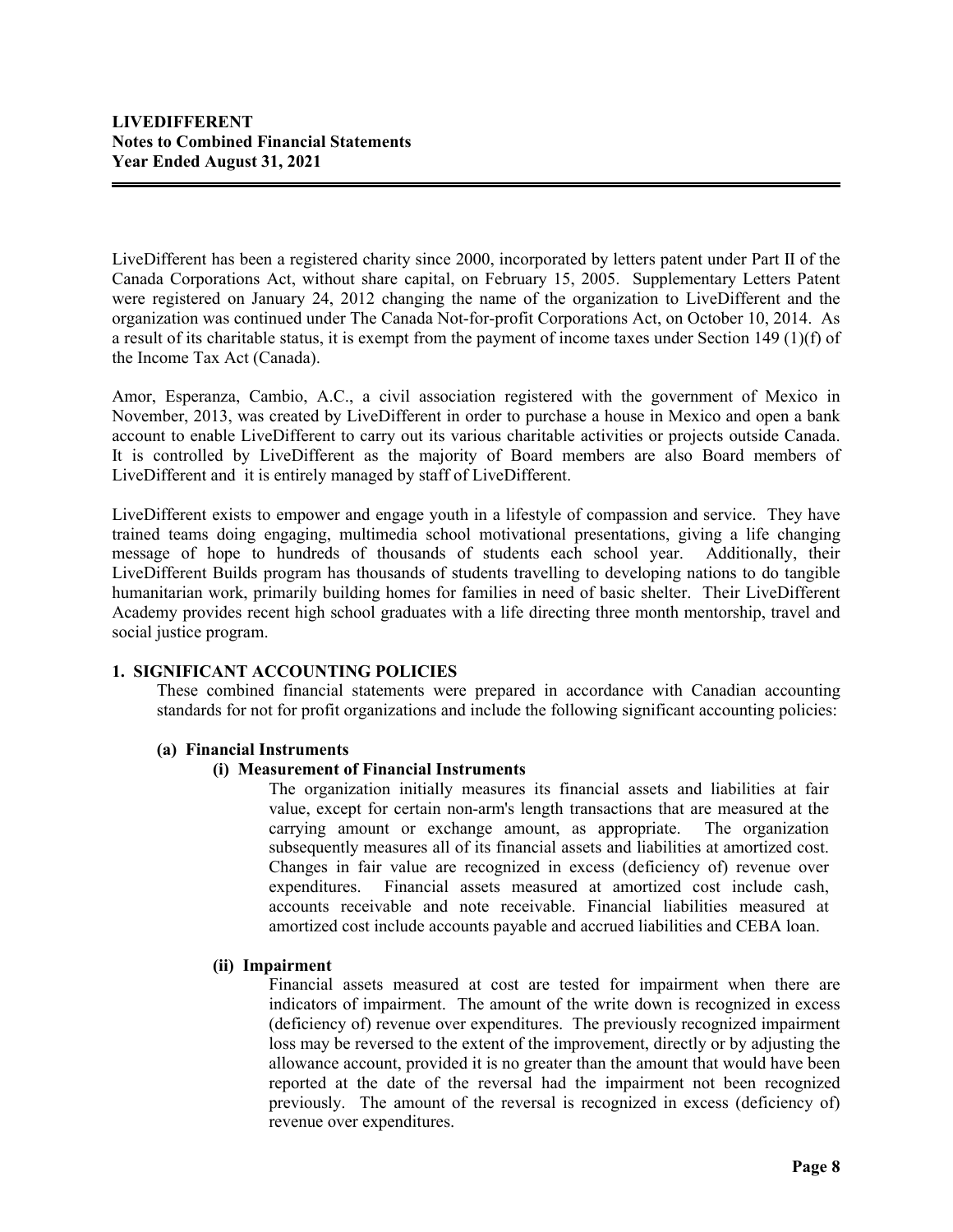**LIVEDIFFERENT**
**Notes to Combined Financial Statements**
**Year Ended August 31, 2021**

LiveDifferent has been a registered charity since 2000, incorporated by letters patent under Part II of the Canada Corporations Act, without share capital, on February 15, 2005. Supplementary Letters Patent were registered on January 24, 2012 changing the name of the organization to LiveDifferent and the organization was continued under The Canada Not-for-profit Corporations Act, on October 10, 2014. As a result of its charitable status, it is exempt from the payment of income taxes under Section 149 (1)(f) of the Income Tax Act (Canada).

Amor, Esperanza, Cambio, A.C., a civil association registered with the government of Mexico in November, 2013, was created by LiveDifferent in order to purchase a house in Mexico and open a bank account to enable LiveDifferent to carry out its various charitable activities or projects outside Canada. It is controlled by LiveDifferent as the majority of Board members are also Board members of LiveDifferent and it is entirely managed by staff of LiveDifferent.

LiveDifferent exists to empower and engage youth in a lifestyle of compassion and service. They have trained teams doing engaging, multimedia school motivational presentations, giving a life changing message of hope to hundreds of thousands of students each school year. Additionally, their LiveDifferent Builds program has thousands of students travelling to developing nations to do tangible humanitarian work, primarily building homes for families in need of basic shelter. Their LiveDifferent Academy provides recent high school graduates with a life directing three month mentorship, travel and social justice program.

## 1. SIGNIFICANT ACCOUNTING POLICIES

These combined financial statements were prepared in accordance with Canadian accounting standards for not for profit organizations and include the following significant accounting policies:

### (a) Financial Instruments

#### (i) Measurement of Financial Instruments

The organization initially measures its financial assets and liabilities at fair value, except for certain non-arm's length transactions that are measured at the carrying amount or exchange amount, as appropriate. The organization subsequently measures all of its financial assets and liabilities at amortized cost. Changes in fair value are recognized in excess (deficiency of) revenue over expenditures. Financial assets measured at amortized cost include cash, accounts receivable and note receivable. Financial liabilities measured at amortized cost include accounts payable and accrued liabilities and CEBA loan.

#### (ii) Impairment

Financial assets measured at cost are tested for impairment when there are indicators of impairment. The amount of the write down is recognized in excess (deficiency of) revenue over expenditures. The previously recognized impairment loss may be reversed to the extent of the improvement, directly or by adjusting the allowance account, provided it is no greater than the amount that would have been reported at the date of the reversal had the impairment not been recognized previously. The amount of the reversal is recognized in excess (deficiency of) revenue over expenditures.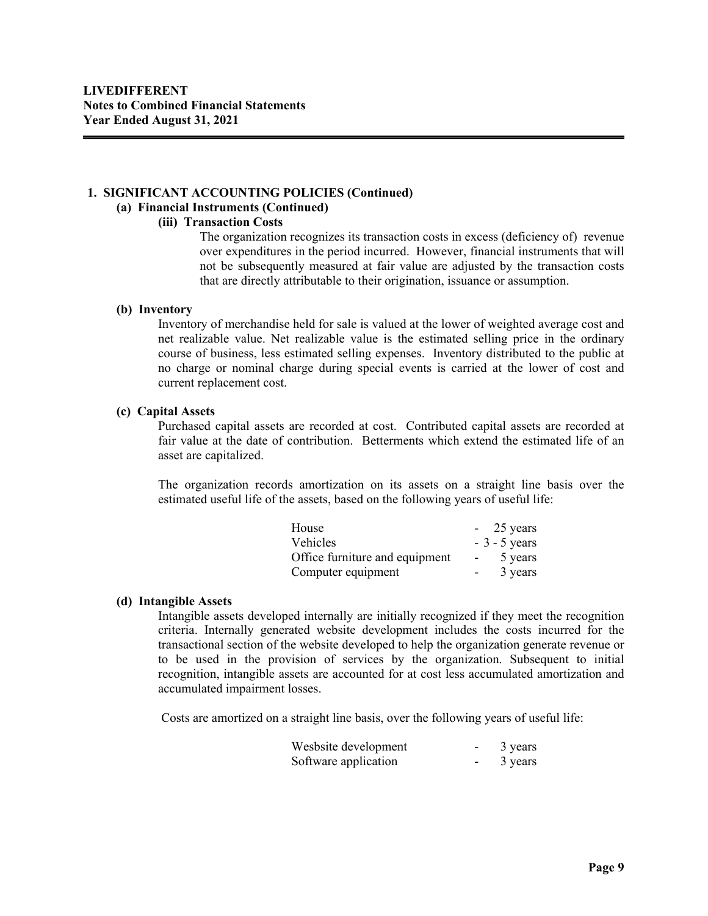## 1. SIGNIFICANT ACCOUNTING POLICIES (Continued)

### (a) Financial Instruments (Continued)

#### (iii) Transaction Costs

The organization recognizes its transaction costs in excess (deficiency of) revenue over expenditures in the period incurred. However, financial instruments that will not be subsequently measured at fair value are adjusted by the transaction costs that are directly attributable to their origination, issuance or assumption.

### (b) Inventory

Inventory of merchandise held for sale is valued at the lower of weighted average cost and net realizable value. Net realizable value is the estimated selling price in the ordinary course of business, less estimated selling expenses. Inventory distributed to the public at no charge or nominal charge during special events is carried at the lower of cost and current replacement cost.

### (c) Capital Assets

Purchased capital assets are recorded at cost. Contributed capital assets are recorded at fair value at the date of contribution. Betterments which extend the estimated life of an asset are capitalized.

The organization records amortization on its assets on a straight line basis over the estimated useful life of the assets, based on the following years of useful life:

| | | |
|---|---|---|
| House | - | 25 years |
| Vehicles | - | 3 - 5 years |
| Office furniture and equipment | - | 5 years |
| Computer equipment | - | 3 years |

### (d) Intangible Assets

Intangible assets developed internally are initially recognized if they meet the recognition criteria. Internally generated website development includes the costs incurred for the transactional section of the website developed to help the organization generate revenue or to be used in the provision of services by the organization. Subsequent to initial recognition, intangible assets are accounted for at cost less accumulated amortization and accumulated impairment losses.

Costs are amortized on a straight line basis, over the following years of useful life:

| | | |
|---|---|---|
| Wesbsite development | - | 3 years |
| Software application | - | 3 years |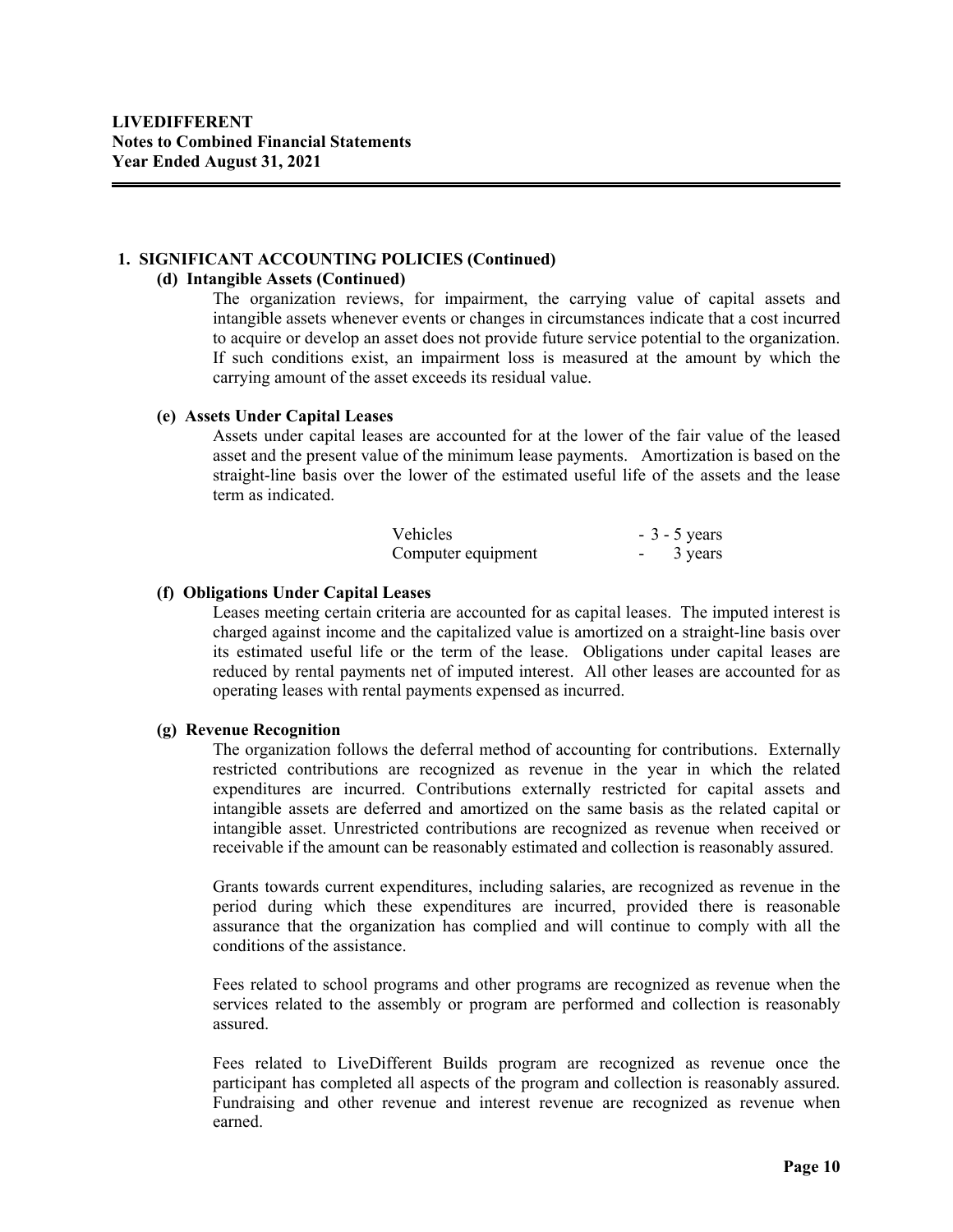## 1. SIGNIFICANT ACCOUNTING POLICIES (Continued)

### (d) Intangible Assets (Continued)

The organization reviews, for impairment, the carrying value of capital assets and intangible assets whenever events or changes in circumstances indicate that a cost incurred to acquire or develop an asset does not provide future service potential to the organization. If such conditions exist, an impairment loss is measured at the amount by which the carrying amount of the asset exceeds its residual value.

### (e) Assets Under Capital Leases

Assets under capital leases are accounted for at the lower of the fair value of the leased asset and the present value of the minimum lease payments. Amortization is based on the straight-line basis over the lower of the estimated useful life of the assets and the lease term as indicated.

| | |
|---|---|
| Vehicles | - 3 - 5 years |
| Computer equipment | - 3 years |

### (f) Obligations Under Capital Leases

Leases meeting certain criteria are accounted for as capital leases. The imputed interest is charged against income and the capitalized value is amortized on a straight-line basis over its estimated useful life or the term of the lease. Obligations under capital leases are reduced by rental payments net of imputed interest. All other leases are accounted for as operating leases with rental payments expensed as incurred.

### (g) Revenue Recognition

The organization follows the deferral method of accounting for contributions. Externally restricted contributions are recognized as revenue in the year in which the related expenditures are incurred. Contributions externally restricted for capital assets and intangible assets are deferred and amortized on the same basis as the related capital or intangible asset. Unrestricted contributions are recognized as revenue when received or receivable if the amount can be reasonably estimated and collection is reasonably assured.

Grants towards current expenditures, including salaries, are recognized as revenue in the period during which these expenditures are incurred, provided there is reasonable assurance that the organization has complied and will continue to comply with all the conditions of the assistance.

Fees related to school programs and other programs are recognized as revenue when the services related to the assembly or program are performed and collection is reasonably assured.

Fees related to LiveDifferent Builds program are recognized as revenue once the participant has completed all aspects of the program and collection is reasonably assured. Fundraising and other revenue and interest revenue are recognized as revenue when earned.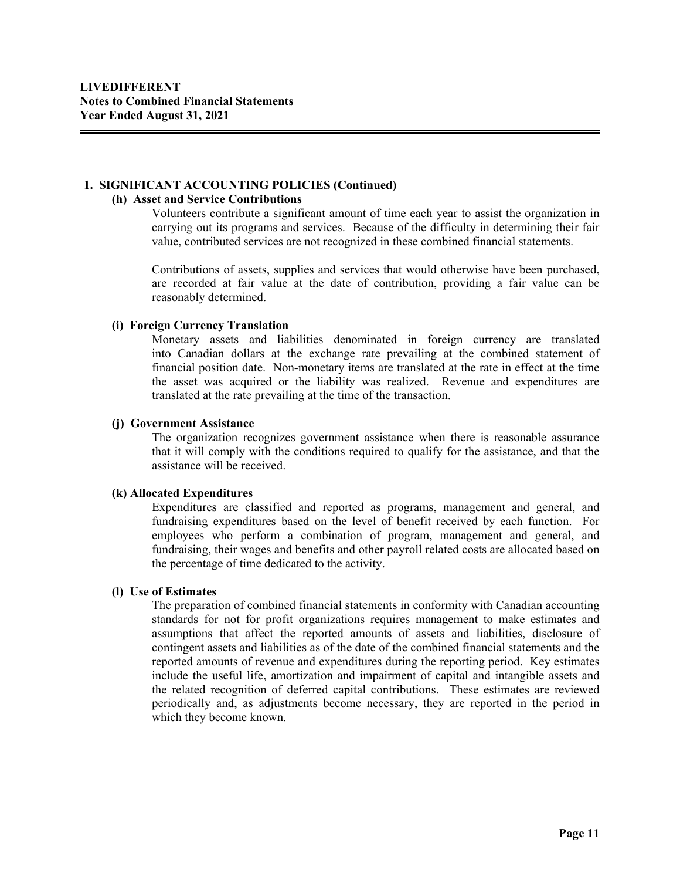**LIVEDIFFERENT**
**Notes to Combined Financial Statements**
**Year Ended August 31, 2021**

## 1. SIGNIFICANT ACCOUNTING POLICIES (Continued)

### (h) Asset and Service Contributions

Volunteers contribute a significant amount of time each year to assist the organization in carrying out its programs and services. Because of the difficulty in determining their fair value, contributed services are not recognized in these combined financial statements.

Contributions of assets, supplies and services that would otherwise have been purchased, are recorded at fair value at the date of contribution, providing a fair value can be reasonably determined.

### (i) Foreign Currency Translation

Monetary assets and liabilities denominated in foreign currency are translated into Canadian dollars at the exchange rate prevailing at the combined statement of financial position date. Non-monetary items are translated at the rate in effect at the time the asset was acquired or the liability was realized. Revenue and expenditures are translated at the rate prevailing at the time of the transaction.

### (j) Government Assistance

The organization recognizes government assistance when there is reasonable assurance that it will comply with the conditions required to qualify for the assistance, and that the assistance will be received.

### (k) Allocated Expenditures

Expenditures are classified and reported as programs, management and general, and fundraising expenditures based on the level of benefit received by each function. For employees who perform a combination of program, management and general, and fundraising, their wages and benefits and other payroll related costs are allocated based on the percentage of time dedicated to the activity.

### (l) Use of Estimates

The preparation of combined financial statements in conformity with Canadian accounting standards for not for profit organizations requires management to make estimates and assumptions that affect the reported amounts of assets and liabilities, disclosure of contingent assets and liabilities as of the date of the combined financial statements and the reported amounts of revenue and expenditures during the reporting period. Key estimates include the useful life, amortization and impairment of capital and intangible assets and the related recognition of deferred capital contributions. These estimates are reviewed periodically and, as adjustments become necessary, they are reported in the period in which they become known.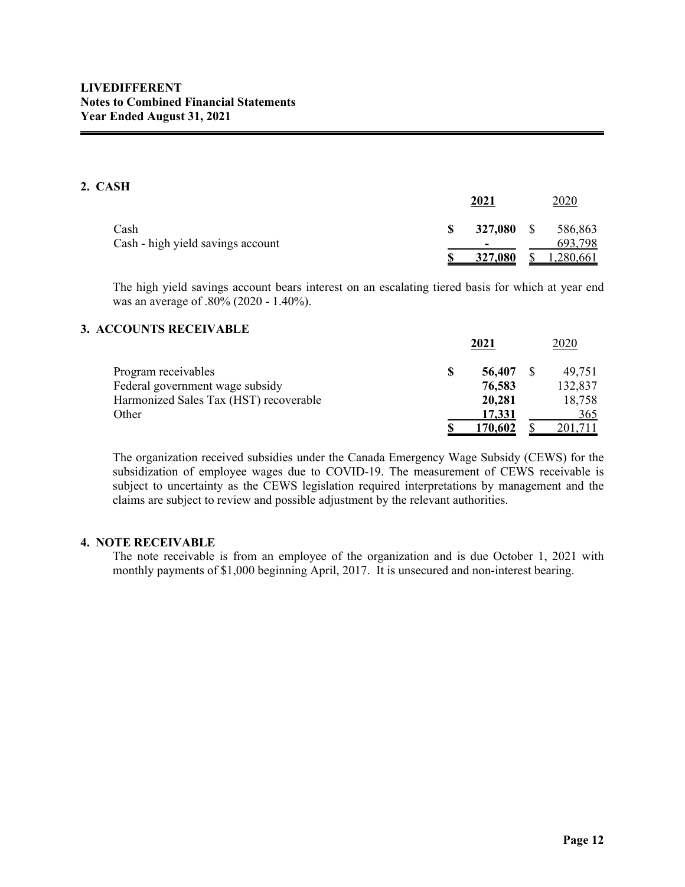**LIVEDIFFERENT**
**Notes to Combined Financial Statements**
**Year Ended August 31, 2021**

## 2. CASH

| | 2021 | 2020 |
|---|---|---|
| Cash | $ 327,080 | $ 586,863 |
| Cash - high yield savings account | - | 693,798 |
| | $ 327,080 | $ 1,280,661 |

The high yield savings account bears interest on an escalating tiered basis for which at year end was an average of .80% (2020 - 1.40%).

## 3. ACCOUNTS RECEIVABLE

| | 2021 | 2020 |
|---|---|---|
| Program receivables | $ 56,407 | $ 49,751 |
| Federal government wage subsidy | 76,583 | 132,837 |
| Harmonized Sales Tax (HST) recoverable | 20,281 | 18,758 |
| Other | 17,331 | 365 |
| | $ 170,602 | $ 201,711 |

The organization received subsidies under the Canada Emergency Wage Subsidy (CEWS) for the subsidization of employee wages due to COVID-19. The measurement of CEWS receivable is subject to uncertainty as the CEWS legislation required interpretations by management and the claims are subject to review and possible adjustment by the relevant authorities.

## 4. NOTE RECEIVABLE

The note receivable is from an employee of the organization and is due October 1, 2021 with monthly payments of $1,000 beginning April, 2017. It is unsecured and non-interest bearing.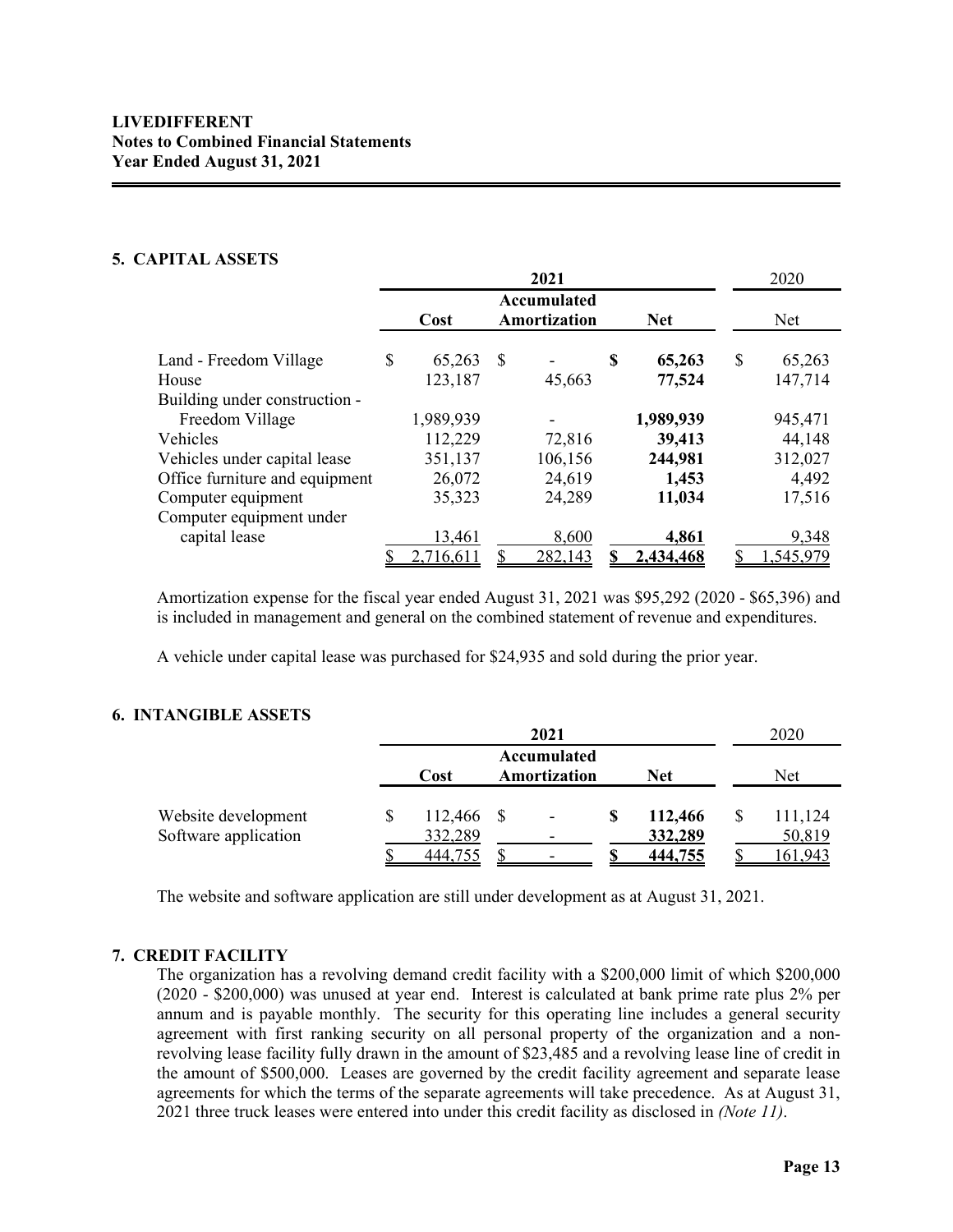**LIVEDIFFERENT**
**Notes to Combined Financial Statements**
**Year Ended August 31, 2021**

## 5. CAPITAL ASSETS

| | 2021 | | | 2020 |
|---|---|---|---|---|
| | **Cost** | **Accumulated Amortization** | **Net** | Net |
| Land - Freedom Village | $ 65,263 | $ - | **$ 65,263** | $ 65,263 |
| House | 123,187 | 45,663 | **77,524** | 147,714 |
| Building under construction - Freedom Village | 1,989,939 | - | **1,989,939** | 945,471 |
| Vehicles | 112,229 | 72,816 | **39,413** | 44,148 |
| Vehicles under capital lease | 351,137 | 106,156 | **244,981** | 312,027 |
| Office furniture and equipment | 26,072 | 24,619 | **1,453** | 4,492 |
| Computer equipment | 35,323 | 24,289 | **11,034** | 17,516 |
| Computer equipment under capital lease | 13,461 | 8,600 | **4,861** | 9,348 |
| | $ 2,716,611 | $ 282,143 | **$ 2,434,468** | $ 1,545,979 |

Amortization expense for the fiscal year ended August 31, 2021 was $95,292 (2020 - $65,396) and is included in management and general on the combined statement of revenue and expenditures.

A vehicle under capital lease was purchased for $24,935 and sold during the prior year.

## 6. INTANGIBLE ASSETS

| | 2021 | | | 2020 |
|---|---|---|---|---|
| | **Cost** | **Accumulated Amortization** | **Net** | Net |
| Website development | $ 112,466 | $ - | **$ 112,466** | $ 111,124 |
| Software application | 332,289 | - | **332,289** | 50,819 |
| | $ 444,755 | $ - | **$ 444,755** | $ 161,943 |

The website and software application are still under development as at August 31, 2021.

## 7. CREDIT FACILITY

The organization has a revolving demand credit facility with a $200,000 limit of which $200,000 (2020 - $200,000) was unused at year end. Interest is calculated at bank prime rate plus 2% per annum and is payable monthly. The security for this operating line includes a general security agreement with first ranking security on all personal property of the organization and a non-revolving lease facility fully drawn in the amount of $23,485 and a revolving lease line of credit in the amount of $500,000. Leases are governed by the credit facility agreement and separate lease agreements for which the terms of the separate agreements will take precedence. As at August 31, 2021 three truck leases were entered into under this credit facility as disclosed in *(Note 11)*.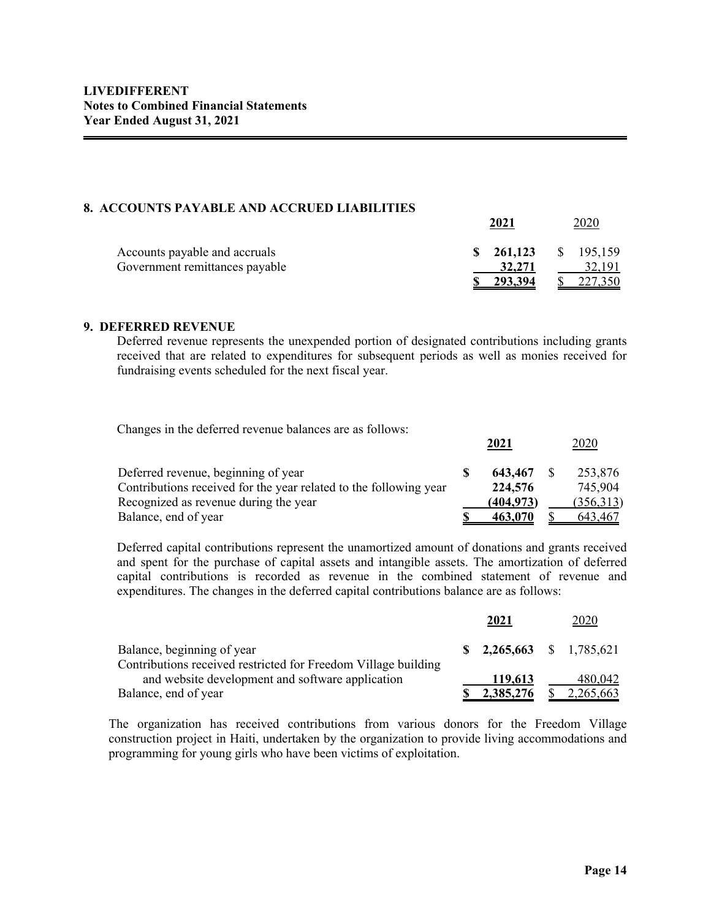## 8. ACCOUNTS PAYABLE AND ACCRUED LIABILITIES

| | 2021 | 2020 |
|---|---|---|
| Accounts payable and accruals | $ 261,123 | $ 195,159 |
| Government remittances payable | 32,271 | 32,191 |
| | $ 293,394 | $ 227,350 |

## 9. DEFERRED REVENUE

Deferred revenue represents the unexpended portion of designated contributions including grants received that are related to expenditures for subsequent periods as well as monies received for fundraising events scheduled for the next fiscal year.

Changes in the deferred revenue balances are as follows:

| | 2021 | 2020 |
|---|---|---|
| Deferred revenue, beginning of year | $ 643,467 | $ 253,876 |
| Contributions received for the year related to the following year | 224,576 | 745,904 |
| Recognized as revenue during the year | (404,973) | (356,313) |
| Balance, end of year | $ 463,070 | $ 643,467 |

Deferred capital contributions represent the unamortized amount of donations and grants received and spent for the purchase of capital assets and intangible assets. The amortization of deferred capital contributions is recorded as revenue in the combined statement of revenue and expenditures. The changes in the deferred capital contributions balance are as follows:

| | 2021 | 2020 |
|---|---|---|
| Balance, beginning of year | $ 2,265,663 | $ 1,785,621 |
| Contributions received restricted for Freedom Village building and website development and software application | 119,613 | 480,042 |
| Balance, end of year | $ 2,385,276 | $ 2,265,663 |

The organization has received contributions from various donors for the Freedom Village construction project in Haiti, undertaken by the organization to provide living accommodations and programming for young girls who have been victims of exploitation.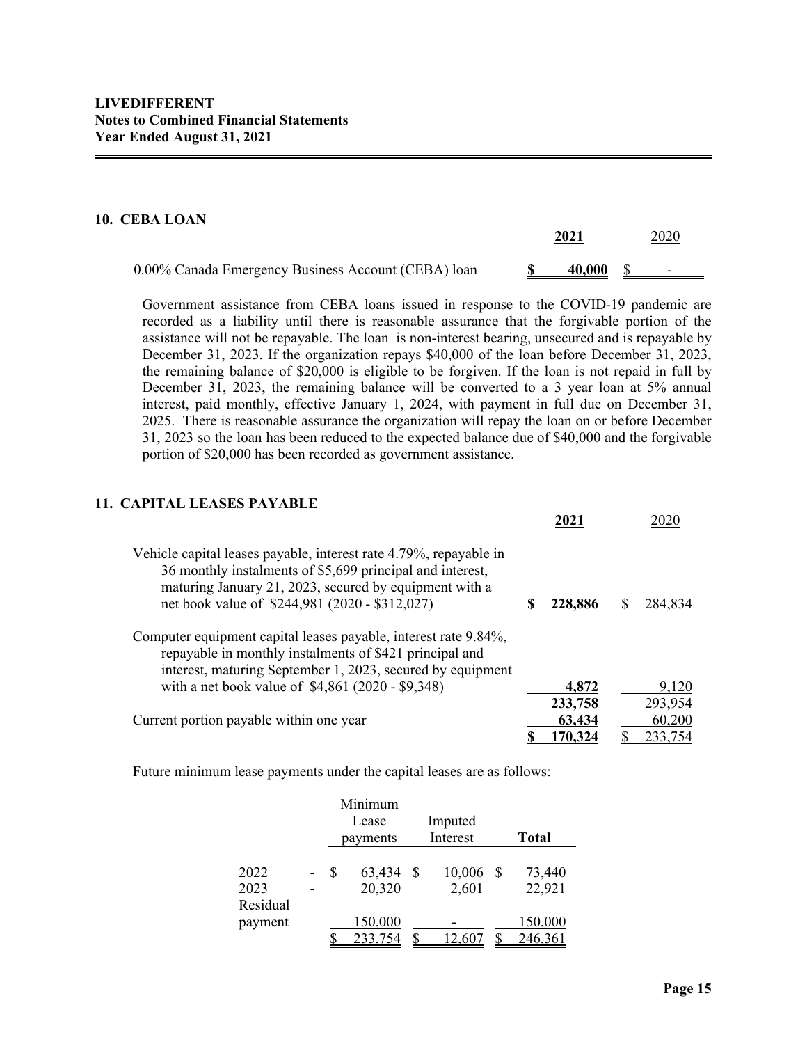**LIVEDIFFERENT**
**Notes to Combined Financial Statements**
**Year Ended August 31, 2021**

## 10. CEBA LOAN

| | 2021 | 2020 |
|---|---|---|
| 0.00% Canada Emergency Business Account (CEBA) loan | $ 40,000 | $ - |

Government assistance from CEBA loans issued in response to the COVID-19 pandemic are recorded as a liability until there is reasonable assurance that the forgivable portion of the assistance will not be repayable. The loan is non-interest bearing, unsecured and is repayable by December 31, 2023. If the organization repays $40,000 of the loan before December 31, 2023, the remaining balance of $20,000 is eligible to be forgiven. If the loan is not repaid in full by December 31, 2023, the remaining balance will be converted to a 3 year loan at 5% annual interest, paid monthly, effective January 1, 2024, with payment in full due on December 31, 2025. There is reasonable assurance the organization will repay the loan on or before December 31, 2023 so the loan has been reduced to the expected balance due of $40,000 and the forgivable portion of $20,000 has been recorded as government assistance.

## 11. CAPITAL LEASES PAYABLE

| | 2021 | 2020 |
|---|---|---|
| Vehicle capital leases payable, interest rate 4.79%, repayable in 36 monthly instalments of $5,699 principal and interest, maturing January 21, 2023, secured by equipment with a net book value of $244,981 (2020 - $312,027) | $ 228,886 | $ 284,834 |
| Computer equipment capital leases payable, interest rate 9.84%, repayable in monthly instalments of $421 principal and interest, maturing September 1, 2023, secured by equipment with a net book value of $4,861 (2020 - $9,348) | 4,872 | 9,120 |
| | 233,758 | 293,954 |
| Current portion payable within one year | 63,434 | 60,200 |
| | $ 170,324 | $ 233,754 |

Future minimum lease payments under the capital leases are as follows:

| | Minimum Lease payments | Imputed Interest | Total |
|---|---|---|---|
| 2022 - | $ 63,434 | $ 10,006 | $ 73,440 |
| 2023 - | 20,320 | 2,601 | 22,921 |
| Residual payment | 150,000 | - | 150,000 |
| | $ 233,754 | $ 12,607 | $ 246,361 |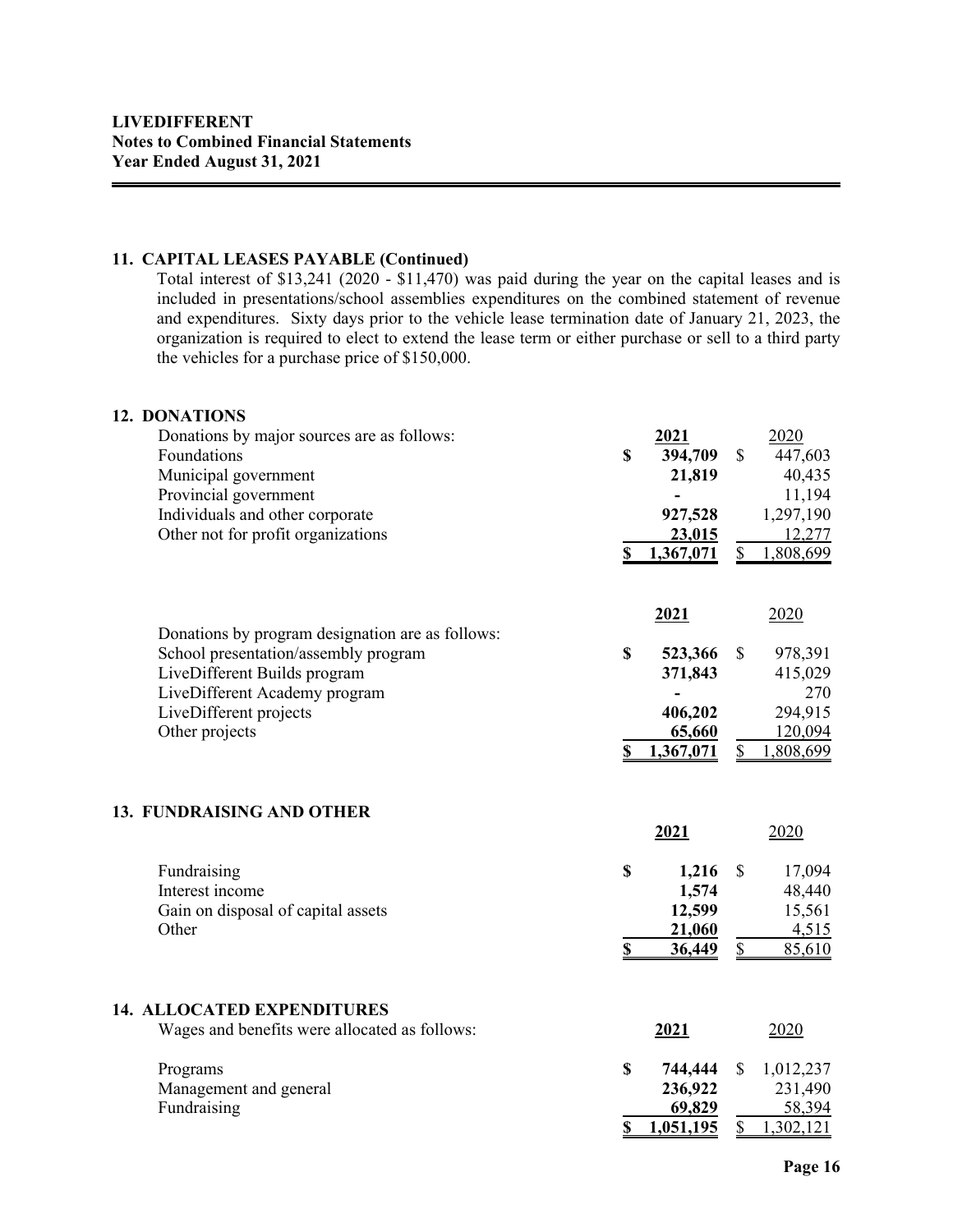## 11. CAPITAL LEASES PAYABLE (Continued)

Total interest of $13,241 (2020 - $11,470) was paid during the year on the capital leases and is included in presentations/school assemblies expenditures on the combined statement of revenue and expenditures. Sixty days prior to the vehicle lease termination date of January 21, 2023, the organization is required to elect to extend the lease term or either purchase or sell to a third party the vehicles for a purchase price of $150,000.

## 12. DONATIONS

| Donations by major sources are as follows: | **2021** | 2020 |
|---|---|---|
| Foundations | **$ 394,709** | $ 447,603 |
| Municipal government | **21,819** | 40,435 |
| Provincial government | **-** | 11,194 |
| Individuals and other corporate | **927,528** | 1,297,190 |
| Other not for profit organizations | **23,015** | 12,277 |
| | **$ 1,367,071** | $ 1,808,699 |

| | **2021** | 2020 |
|---|---|---|
| Donations by program designation are as follows: | | |
| School presentation/assembly program | **$ 523,366** | $ 978,391 |
| LiveDifferent Builds program | **371,843** | 415,029 |
| LiveDifferent Academy program | **-** | 270 |
| LiveDifferent projects | **406,202** | 294,915 |
| Other projects | **65,660** | 120,094 |
| | **$ 1,367,071** | $ 1,808,699 |

## 13. FUNDRAISING AND OTHER

| | **2021** | 2020 |
|---|---|---|
| Fundraising | **$ 1,216** | $ 17,094 |
| Interest income | **1,574** | 48,440 |
| Gain on disposal of capital assets | **12,599** | 15,561 |
| Other | **21,060** | 4,515 |
| | **$ 36,449** | $ 85,610 |

## 14. ALLOCATED EXPENDITURES

| Wages and benefits were allocated as follows: | **2021** | 2020 |
|---|---|---|
| Programs | **$ 744,444** | $ 1,012,237 |
| Management and general | **236,922** | 231,490 |
| Fundraising | **69,829** | 58,394 |
| | **$ 1,051,195** | $ 1,302,121 |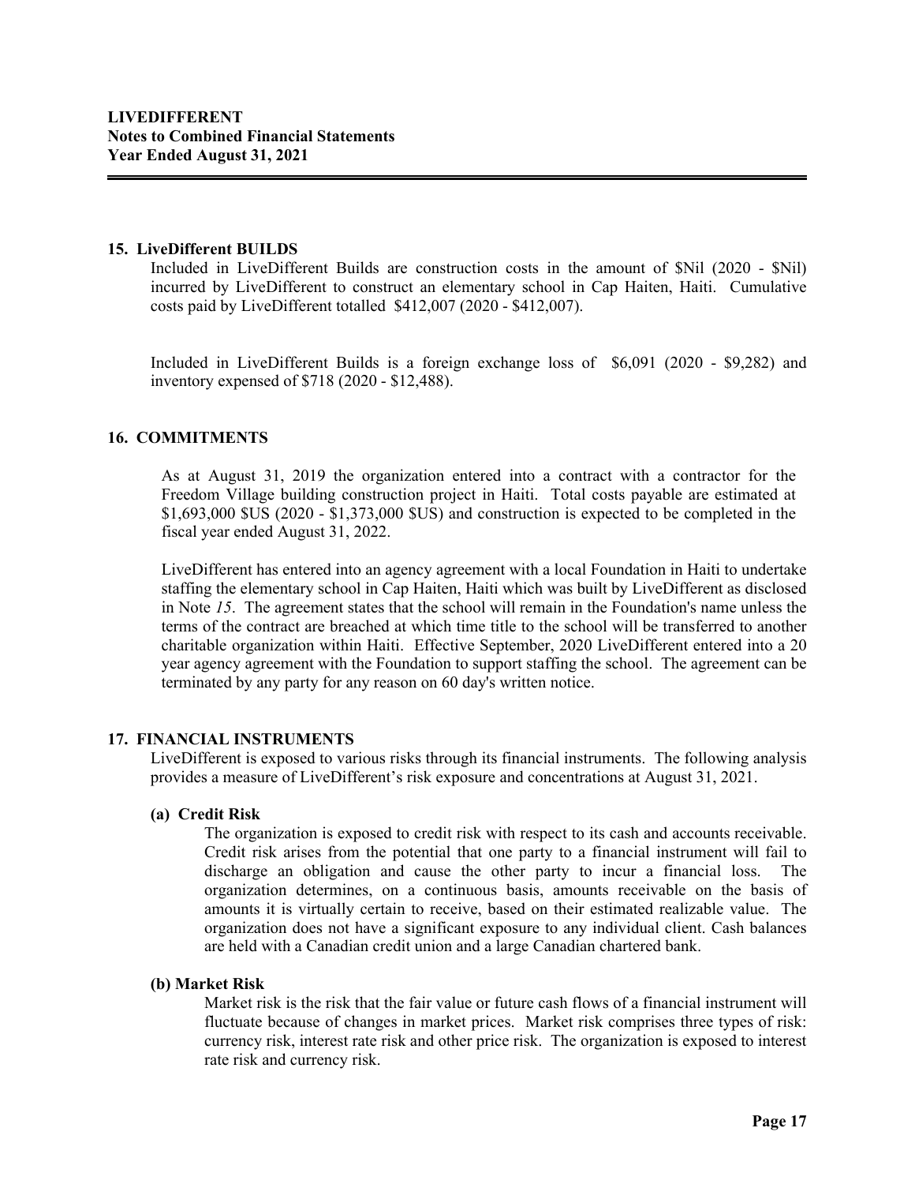## 15. LiveDifferent BUILDS

Included in LiveDifferent Builds are construction costs in the amount of $Nil (2020 - $Nil) incurred by LiveDifferent to construct an elementary school in Cap Haiten, Haiti. Cumulative costs paid by LiveDifferent totalled $412,007 (2020 - $412,007).

Included in LiveDifferent Builds is a foreign exchange loss of $6,091 (2020 - $9,282) and inventory expensed of $718 (2020 - $12,488).

## 16. COMMITMENTS

As at August 31, 2019 the organization entered into a contract with a contractor for the Freedom Village building construction project in Haiti. Total costs payable are estimated at $1,693,000 $US (2020 - $1,373,000 $US) and construction is expected to be completed in the fiscal year ended August 31, 2022.

LiveDifferent has entered into an agency agreement with a local Foundation in Haiti to undertake staffing the elementary school in Cap Haiten, Haiti which was built by LiveDifferent as disclosed in Note *15*. The agreement states that the school will remain in the Foundation's name unless the terms of the contract are breached at which time title to the school will be transferred to another charitable organization within Haiti. Effective September, 2020 LiveDifferent entered into a 20 year agency agreement with the Foundation to support staffing the school. The agreement can be terminated by any party for any reason on 60 day's written notice.

## 17. FINANCIAL INSTRUMENTS

LiveDifferent is exposed to various risks through its financial instruments. The following analysis provides a measure of LiveDifferent's risk exposure and concentrations at August 31, 2021.

### (a) Credit Risk

The organization is exposed to credit risk with respect to its cash and accounts receivable. Credit risk arises from the potential that one party to a financial instrument will fail to discharge an obligation and cause the other party to incur a financial loss. The organization determines, on a continuous basis, amounts receivable on the basis of amounts it is virtually certain to receive, based on their estimated realizable value. The organization does not have a significant exposure to any individual client. Cash balances are held with a Canadian credit union and a large Canadian chartered bank.

### (b) Market Risk

Market risk is the risk that the fair value or future cash flows of a financial instrument will fluctuate because of changes in market prices. Market risk comprises three types of risk: currency risk, interest rate risk and other price risk. The organization is exposed to interest rate risk and currency risk.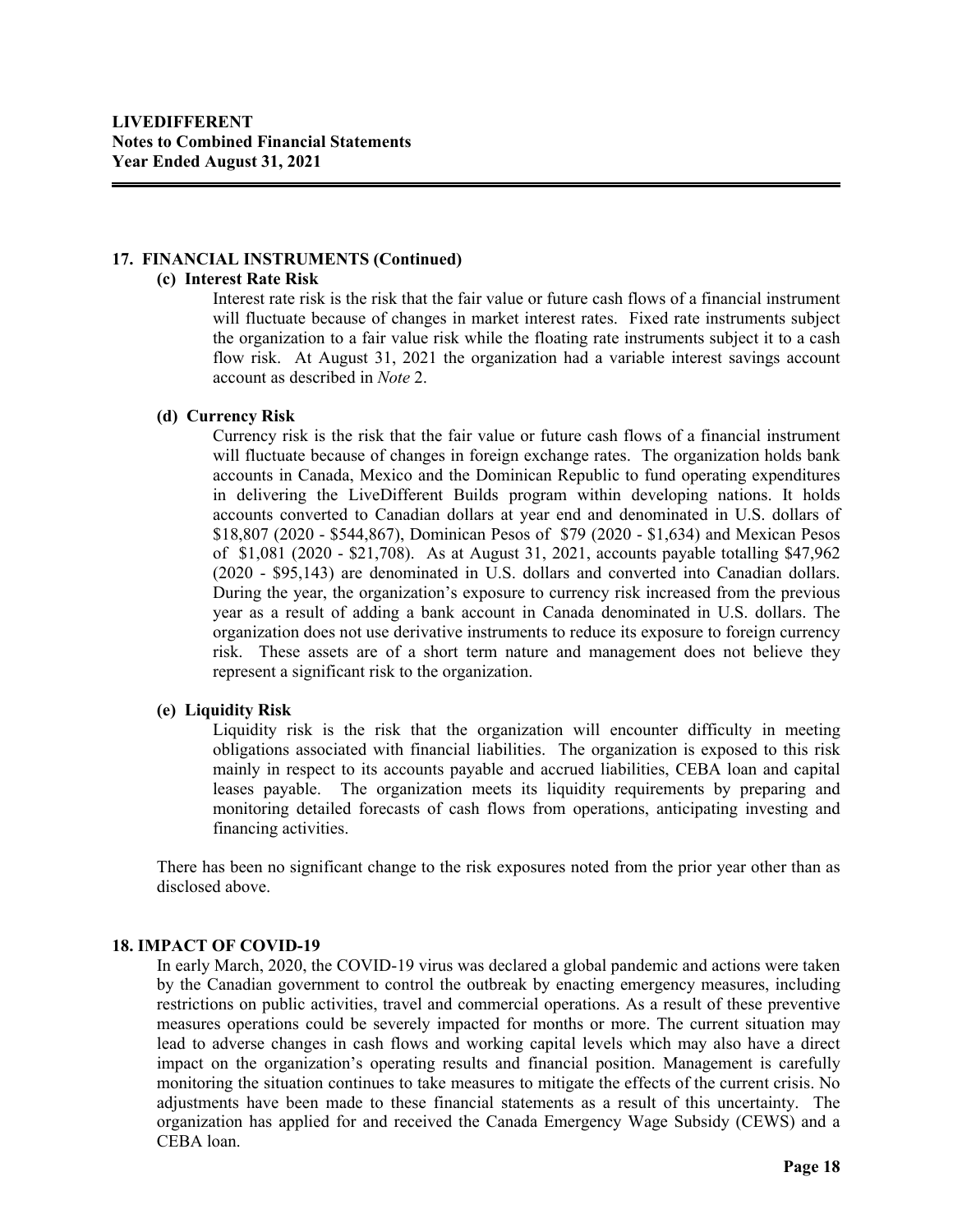## 17. FINANCIAL INSTRUMENTS (Continued)

### (c) Interest Rate Risk

Interest rate risk is the risk that the fair value or future cash flows of a financial instrument will fluctuate because of changes in market interest rates. Fixed rate instruments subject the organization to a fair value risk while the floating rate instruments subject it to a cash flow risk. At August 31, 2021 the organization had a variable interest savings account account as described in *Note* 2.

### (d) Currency Risk

Currency risk is the risk that the fair value or future cash flows of a financial instrument will fluctuate because of changes in foreign exchange rates. The organization holds bank accounts in Canada, Mexico and the Dominican Republic to fund operating expenditures in delivering the LiveDifferent Builds program within developing nations. It holds accounts converted to Canadian dollars at year end and denominated in U.S. dollars of $18,807 (2020 - $544,867), Dominican Pesos of $79 (2020 - $1,634) and Mexican Pesos of $1,081 (2020 - $21,708). As at August 31, 2021, accounts payable totalling $47,962 (2020 - $95,143) are denominated in U.S. dollars and converted into Canadian dollars. During the year, the organization's exposure to currency risk increased from the previous year as a result of adding a bank account in Canada denominated in U.S. dollars. The organization does not use derivative instruments to reduce its exposure to foreign currency risk. These assets are of a short term nature and management does not believe they represent a significant risk to the organization.

### (e) Liquidity Risk

Liquidity risk is the risk that the organization will encounter difficulty in meeting obligations associated with financial liabilities. The organization is exposed to this risk mainly in respect to its accounts payable and accrued liabilities, CEBA loan and capital leases payable. The organization meets its liquidity requirements by preparing and monitoring detailed forecasts of cash flows from operations, anticipating investing and financing activities.

There has been no significant change to the risk exposures noted from the prior year other than as disclosed above.

## 18. IMPACT OF COVID-19

In early March, 2020, the COVID-19 virus was declared a global pandemic and actions were taken by the Canadian government to control the outbreak by enacting emergency measures, including restrictions on public activities, travel and commercial operations. As a result of these preventive measures operations could be severely impacted for months or more. The current situation may lead to adverse changes in cash flows and working capital levels which may also have a direct impact on the organization's operating results and financial position. Management is carefully monitoring the situation continues to take measures to mitigate the effects of the current crisis. No adjustments have been made to these financial statements as a result of this uncertainty. The organization has applied for and received the Canada Emergency Wage Subsidy (CEWS) and a CEBA loan.